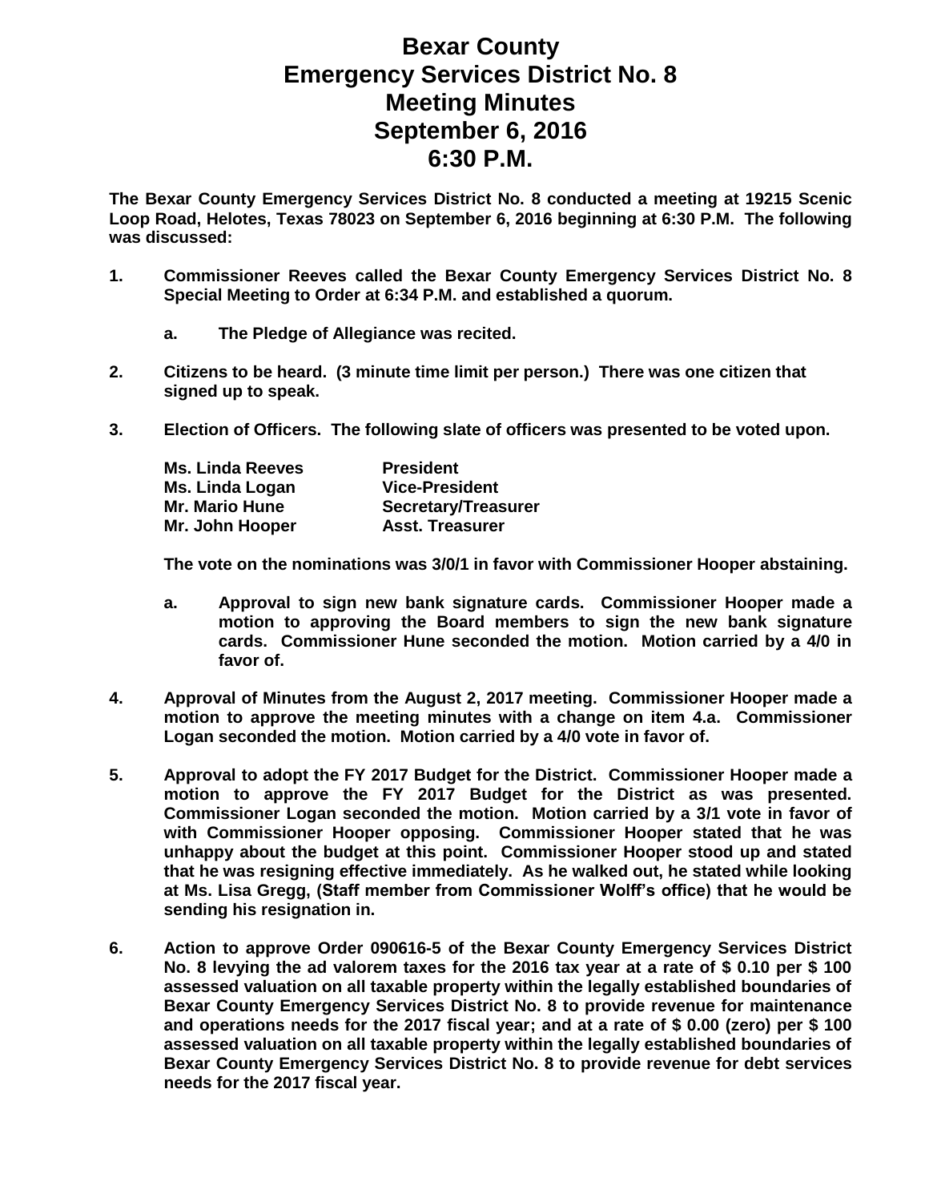# Bexar County
# Emergency Services District No. 8
# Meeting Minutes
# September 6, 2016
# 6:30 P.M.

**The Bexar County Emergency Services District No. 8 conducted a meeting at 19215 Scenic Loop Road, Helotes, Texas 78023 on September 6, 2016 beginning at 6:30 P.M. The following was discussed:**

1. **Commissioner Reeves called the Bexar County Emergency Services District No. 8 Special Meeting to Order at 6:34 P.M. and established a quorum.**

    a. **The Pledge of Allegiance was recited.**

2. **Citizens to be heard. (3 minute time limit per person.) There was one citizen that signed up to speak.**

3. **Election of Officers. The following slate of officers was presented to be voted upon.**

    | | |
    |---|---|
    | **Ms. Linda Reeves** | **President** |
    | **Ms. Linda Logan** | **Vice-President** |
    | **Mr. Mario Hune** | **Secretary/Treasurer** |
    | **Mr. John Hooper** | **Asst. Treasurer** |

    **The vote on the nominations was 3/0/1 in favor with Commissioner Hooper abstaining.**

    a. **Approval to sign new bank signature cards. Commissioner Hooper made a motion to approving the Board members to sign the new bank signature cards. Commissioner Hune seconded the motion. Motion carried by a 4/0 in favor of.**

4. **Approval of Minutes from the August 2, 2017 meeting. Commissioner Hooper made a motion to approve the meeting minutes with a change on item 4.a. Commissioner Logan seconded the motion. Motion carried by a 4/0 vote in favor of.**

5. **Approval to adopt the FY 2017 Budget for the District. Commissioner Hooper made a motion to approve the FY 2017 Budget for the District as was presented. Commissioner Logan seconded the motion. Motion carried by a 3/1 vote in favor of with Commissioner Hooper opposing. Commissioner Hooper stated that he was unhappy about the budget at this point. Commissioner Hooper stood up and stated that he was resigning effective immediately. As he walked out, he stated while looking at Ms. Lisa Gregg, (Staff member from Commissioner Wolff's office) that he would be sending his resignation in.**

6. **Action to approve Order 090616-5 of the Bexar County Emergency Services District No. 8 levying the ad valorem taxes for the 2016 tax year at a rate of $ 0.10 per $ 100 assessed valuation on all taxable property within the legally established boundaries of Bexar County Emergency Services District No. 8 to provide revenue for maintenance and operations needs for the 2017 fiscal year; and at a rate of $ 0.00 (zero) per $ 100 assessed valuation on all taxable property within the legally established boundaries of Bexar County Emergency Services District No. 8 to provide revenue for debt services needs for the 2017 fiscal year.**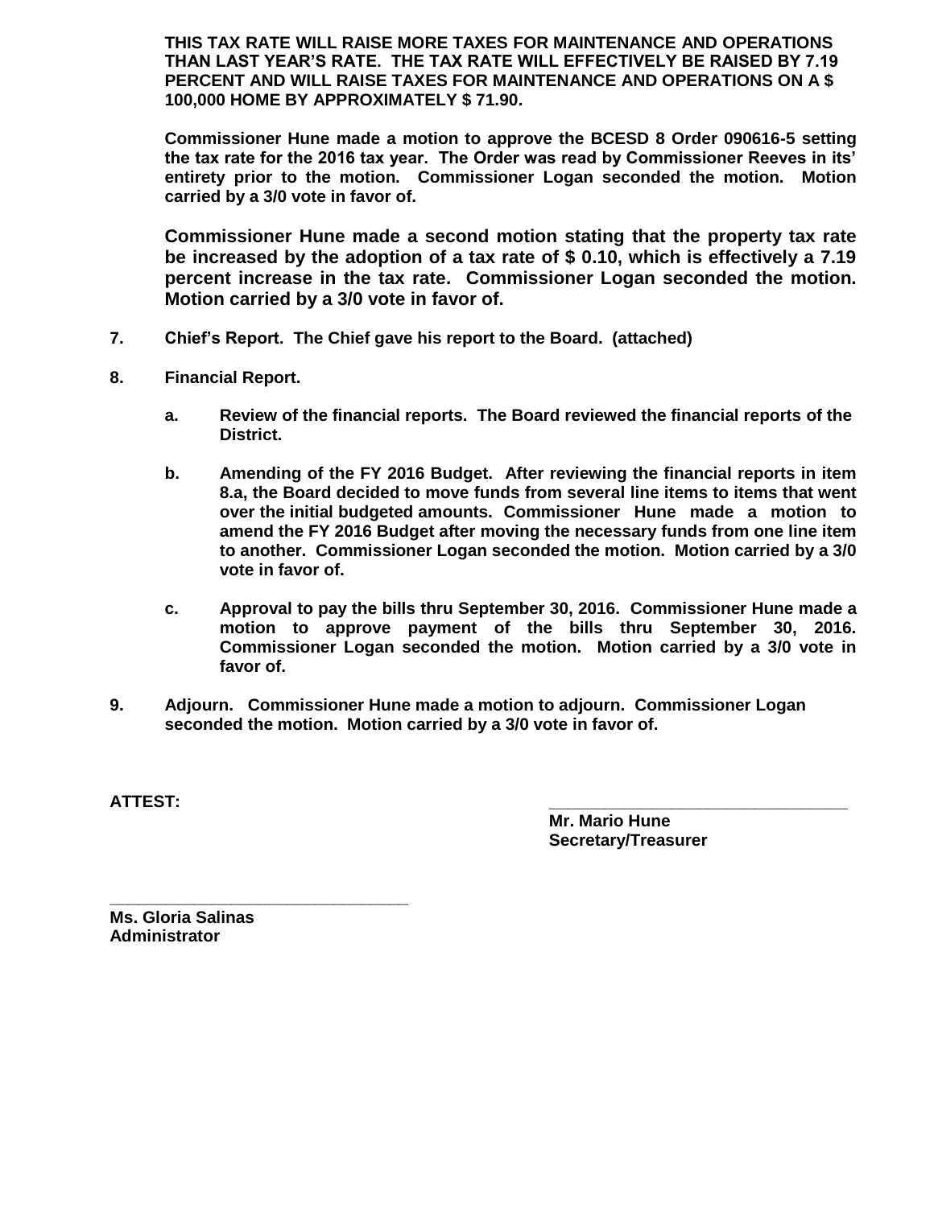**THIS TAX RATE WILL RAISE MORE TAXES FOR MAINTENANCE AND OPERATIONS THAN LAST YEAR'S RATE. THE TAX RATE WILL EFFECTIVELY BE RAISED BY 7.19 PERCENT AND WILL RAISE TAXES FOR MAINTENANCE AND OPERATIONS ON A $ 100,000 HOME BY APPROXIMATELY $ 71.90.**

**Commissioner Hune made a motion to approve the BCESD 8 Order 090616-5 setting the tax rate for the 2016 tax year. The Order was read by Commissioner Reeves in its' entirety prior to the motion. Commissioner Logan seconded the motion. Motion carried by a 3/0 vote in favor of.**

**Commissioner Hune made a second motion stating that the property tax rate be increased by the adoption of a tax rate of $ 0.10, which is effectively a 7.19 percent increase in the tax rate. Commissioner Logan seconded the motion. Motion carried by a 3/0 vote in favor of.**

**7. Chief's Report. The Chief gave his report to the Board. (attached)**

**8. Financial Report.**

**a. Review of the financial reports. The Board reviewed the financial reports of the District.**

**b. Amending of the FY 2016 Budget. After reviewing the financial reports in item 8.a, the Board decided to move funds from several line items to items that went over the initial budgeted amounts. Commissioner Hune made a motion to amend the FY 2016 Budget after moving the necessary funds from one line item to another. Commissioner Logan seconded the motion. Motion carried by a 3/0 vote in favor of.**

**c. Approval to pay the bills thru September 30, 2016. Commissioner Hune made a motion to approve payment of the bills thru September 30, 2016. Commissioner Logan seconded the motion. Motion carried by a 3/0 vote in favor of.**

**9. Adjourn. Commissioner Hune made a motion to adjourn. Commissioner Logan seconded the motion. Motion carried by a 3/0 vote in favor of.**

**ATTEST:**

**\_\_\_\_\_\_\_\_\_\_\_\_\_\_\_\_\_\_\_\_\_\_\_\_\_\_\_\_\_\_\_\_**
**Mr. Mario Hune**
**Secretary/Treasurer**

**\_\_\_\_\_\_\_\_\_\_\_\_\_\_\_\_\_\_\_\_\_\_\_\_\_\_\_\_\_\_\_\_**
**Ms. Gloria Salinas**
**Administrator**